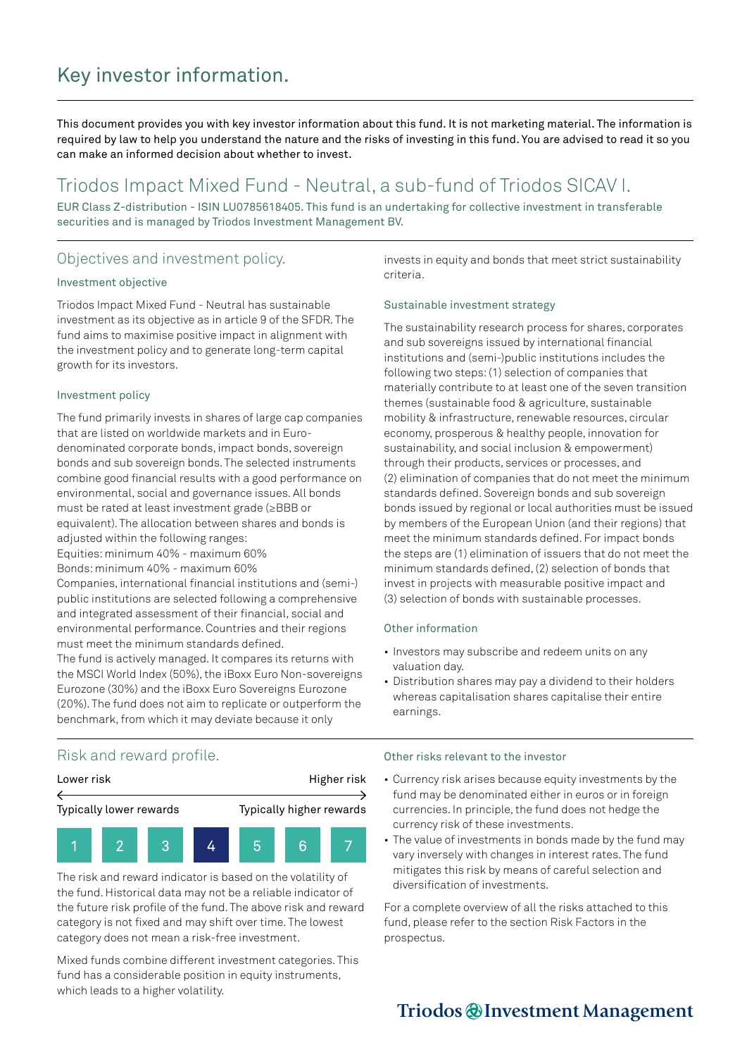# Key investor information.

This document provides you with key investor information about this fund. It is not marketing material. The information is required by law to help you understand the nature and the risks of investing in this fund. You are advised to read it so you can make an informed decision about whether to invest.

## Triodos Impact Mixed Fund - Neutral, a sub-fund of Triodos SICAV I.

EUR Class Z-distribution - ISIN LU0785618405. This fund is an undertaking for collective investment in transferable securities and is managed by Triodos Investment Management BV.

## Objectives and investment policy.

### Investment objective

Triodos Impact Mixed Fund - Neutral has sustainable investment as its objective as in article 9 of the SFDR. The fund aims to maximise positive impact in alignment with the investment policy and to generate long-term capital growth for its investors.

### Investment policy

The fund primarily invests in shares of large cap companies that are listed on worldwide markets and in Euro-denominated corporate bonds, impact bonds, sovereign bonds and sub sovereign bonds. The selected instruments combine good financial results with a good performance on environmental, social and governance issues. All bonds must be rated at least investment grade (≥BBB or equivalent). The allocation between shares and bonds is adjusted within the following ranges:
Equities: minimum 40% - maximum 60%
Bonds: minimum 40% - maximum 60%
Companies, international financial institutions and (semi-) public institutions are selected following a comprehensive and integrated assessment of their financial, social and environmental performance. Countries and their regions must meet the minimum standards defined.
The fund is actively managed. It compares its returns with the MSCI World Index (50%), the iBoxx Euro Non-sovereigns Eurozone (30%) and the iBoxx Euro Sovereigns Eurozone (20%). The fund does not aim to replicate or outperform the benchmark, from which it may deviate because it only invests in equity and bonds that meet strict sustainability criteria.

### Sustainable investment strategy

The sustainability research process for shares, corporates and sub sovereigns issued by international financial institutions and (semi-)public institutions includes the following two steps: (1) selection of companies that materially contribute to at least one of the seven transition themes (sustainable food & agriculture, sustainable mobility & infrastructure, renewable resources, circular economy, prosperous & healthy people, innovation for sustainability, and social inclusion & empowerment) through their products, services or processes, and (2) elimination of companies that do not meet the minimum standards defined. Sovereign bonds and sub sovereign bonds issued by regional or local authorities must be issued by members of the European Union (and their regions) that meet the minimum standards defined. For impact bonds the steps are (1) elimination of issuers that do not meet the minimum standards defined, (2) selection of bonds that invest in projects with measurable positive impact and (3) selection of bonds with sustainable processes.

### Other information

- Investors may subscribe and redeem units on any valuation day.
- Distribution shares may pay a dividend to their holders whereas capitalisation shares capitalise their entire earnings.

## Risk and reward profile.

| Lower risk | | | | | | Higher risk |
|---|---|---|---|---|---|---|
| Typically lower rewards | | | | | | Typically higher rewards |
| 1 | 2 | 3 | **4** | 5 | 6 | 7 |

The risk and reward indicator is based on the volatility of the fund. Historical data may not be a reliable indicator of the future risk profile of the fund. The above risk and reward category is not fixed and may shift over time. The lowest category does not mean a risk-free investment.

Mixed funds combine different investment categories. This fund has a considerable position in equity instruments, which leads to a higher volatility.

### Other risks relevant to the investor

- Currency risk arises because equity investments by the fund may be denominated either in euros or in foreign currencies. In principle, the fund does not hedge the currency risk of these investments.
- The value of investments in bonds made by the fund may vary inversely with changes in interest rates. The fund mitigates this risk by means of careful selection and diversification of investments.

For a complete overview of all the risks attached to this fund, please refer to the section Risk Factors in the prospectus.

Triodos Investment Management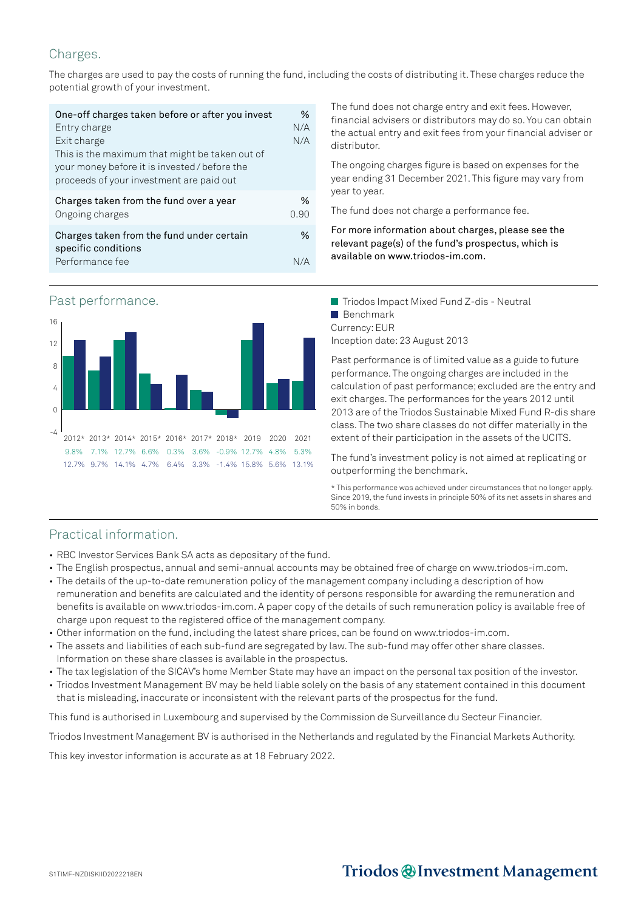## Charges.

The charges are used to pay the costs of running the fund, including the costs of distributing it. These charges reduce the potential growth of your investment.

| One-off charges taken before or after you invest | % |
|---|---|
| Entry charge | N/A |
| Exit charge | N/A |
| This is the maximum that might be taken out of your money before it is invested / before the proceeds of your investment are paid out | |
| **Charges taken from the fund over a year** | **%** |
| Ongoing charges | 0.90 |
| **Charges taken from the fund under certain specific conditions** | **%** |
| Performance fee | N/A |

The fund does not charge entry and exit fees. However, financial advisers or distributors may do so. You can obtain the actual entry and exit fees from your financial adviser or distributor.

The ongoing charges figure is based on expenses for the year ending 31 December 2021. This figure may vary from year to year.

The fund does not charge a performance fee.

For more information about charges, please see the relevant page(s) of the fund's prospectus, which is available on www.triodos-im.com.

## Past performance.

16
12
8
4
0
-4

2012* 2013* 2014* 2015* 2016* 2017* 2018* 2019 2020 2021
9.8% 7.1% 12.7% 6.6% 0.3% 3.6% -0.9% 12.7% 4.8% 5.3%
12.7% 9.7% 14.1% 4.7% 6.4% 3.3% -1.4% 15.8% 5.6% 13.1%

Triodos Impact Mixed Fund Z-dis - Neutral
Benchmark

Currency: EUR
Inception date: 23 August 2013

Past performance is of limited value as a guide to future performance. The ongoing charges are included in the calculation of past performance; excluded are the entry and exit charges. The performances for the years 2012 until 2013 are of the Triodos Sustainable Mixed Fund R-dis share class. The two share classes do not differ materially in the extent of their participation in the assets of the UCITS.

The fund's investment policy is not aimed at replicating or outperforming the benchmark.

* This performance was achieved under circumstances that no longer apply. Since 2019, the fund invests in principle 50% of its net assets in shares and 50% in bonds.

## Practical information.

- RBC Investor Services Bank SA acts as depositary of the fund.
- The English prospectus, annual and semi-annual accounts may be obtained free of charge on www.triodos-im.com.
- The details of the up-to-date remuneration policy of the management company including a description of how remuneration and benefits are calculated and the identity of persons responsible for awarding the remuneration and benefits is available on www.triodos-im.com. A paper copy of the details of such remuneration policy is available free of charge upon request to the registered office of the management company.
- Other information on the fund, including the latest share prices, can be found on www.triodos-im.com.
- The assets and liabilities of each sub-fund are segregated by law. The sub-fund may offer other share classes. Information on these share classes is available in the prospectus.
- The tax legislation of the SICAV's home Member State may have an impact on the personal tax position of the investor.
- Triodos Investment Management BV may be held liable solely on the basis of any statement contained in this document that is misleading, inaccurate or inconsistent with the relevant parts of the prospectus for the fund.

This fund is authorised in Luxembourg and supervised by the Commission de Surveillance du Secteur Financier.

Triodos Investment Management BV is authorised in the Netherlands and regulated by the Financial Markets Authority.

This key investor information is accurate as at 18 February 2022.

S1TIMF-NZDISKIID2022218EN

Triodos Investment Management